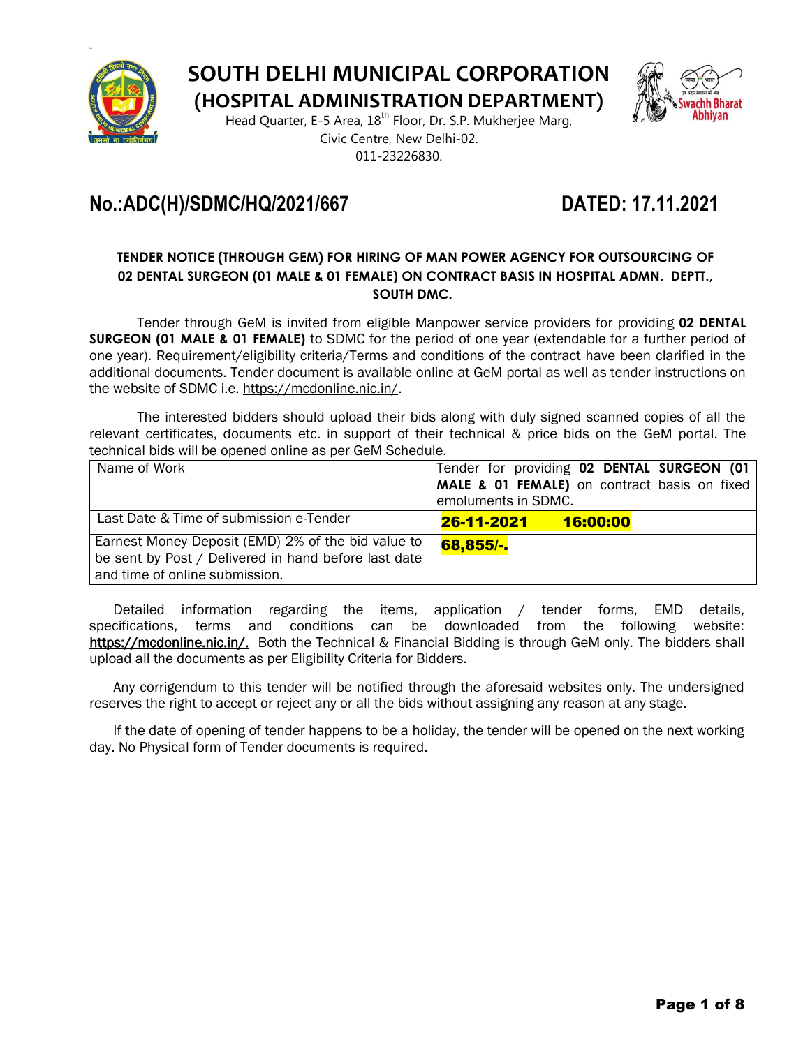# SOUTH DELHI MUNICIPAL CORPORATION

## (HOSPITAL ADMINISTRATION DEPARTMENT)

Head Quarter, E-5 Area, 18th Floor, Dr. S.P. Mukherjee Marg, Civic Centre, New Delhi-02.
011-23226830.

**No.:ADC(H)/SDMC/HQ/2021/667** **DATED: 17.11.2021**

**TENDER NOTICE (THROUGH GEM) FOR HIRING OF MAN POWER AGENCY FOR OUTSOURCING OF 02 DENTAL SURGEON (01 MALE & 01 FEMALE) ON CONTRACT BASIS IN HOSPITAL ADMN. DEPTT., SOUTH DMC.**

Tender through GeM is invited from eligible Manpower service providers for providing **02 DENTAL SURGEON (01 MALE & 01 FEMALE)** to SDMC for the period of one year (extendable for a further period of one year). Requirement/eligibility criteria/Terms and conditions of the contract have been clarified in the additional documents. Tender document is available online at GeM portal as well as tender instructions on the website of SDMC i.e. https://mcdonline.nic.in/.

The interested bidders should upload their bids along with duly signed scanned copies of all the relevant certificates, documents etc. in support of their technical & price bids on the GeM portal. The technical bids will be opened online as per GeM Schedule.

| Name of Work | Tender for providing **02 DENTAL SURGEON (01 MALE & 01 FEMALE)** on contract basis on fixed emoluments in SDMC. |
|---|---|
| Last Date & Time of submission e-Tender | **26-11-2021 16:00:00** |
| Earnest Money Deposit (EMD) 2% of the bid value to be sent by Post / Delivered in hand before last date and time of online submission. | **68,855/-.** |

Detailed information regarding the items, application / tender forms, EMD details, specifications, terms and conditions can be downloaded from the following website: **https://mcdonline.nic.in/.** Both the Technical & Financial Bidding is through GeM only. The bidders shall upload all the documents as per Eligibility Criteria for Bidders.

Any corrigendum to this tender will be notified through the aforesaid websites only. The undersigned reserves the right to accept or reject any or all the bids without assigning any reason at any stage.

If the date of opening of tender happens to be a holiday, the tender will be opened on the next working day. No Physical form of Tender documents is required.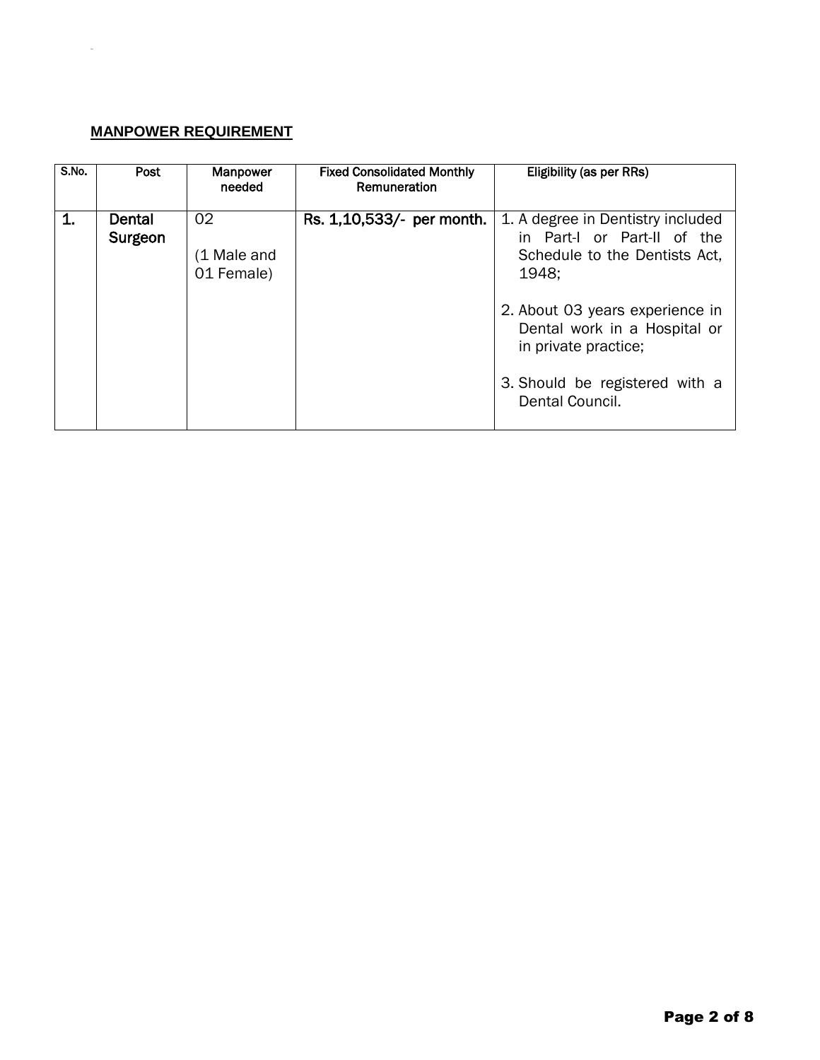**MANPOWER REQUIREMENT**

| S.No. | Post | Manpower needed | Fixed Consolidated Monthly Remuneration | Eligibility (as per RRs) |
|---|---|---|---|---|
| **1.** | **Dental Surgeon** | 02<br><br>(1 Male and 01 Female) | **Rs. 1,10,533/- per month.** | 1. A degree in Dentistry included in Part-I or Part-II of the Schedule to the Dentists Act, 1948;<br><br>2. About 03 years experience in Dental work in a Hospital or in private practice;<br><br>3. Should be registered with a Dental Council. |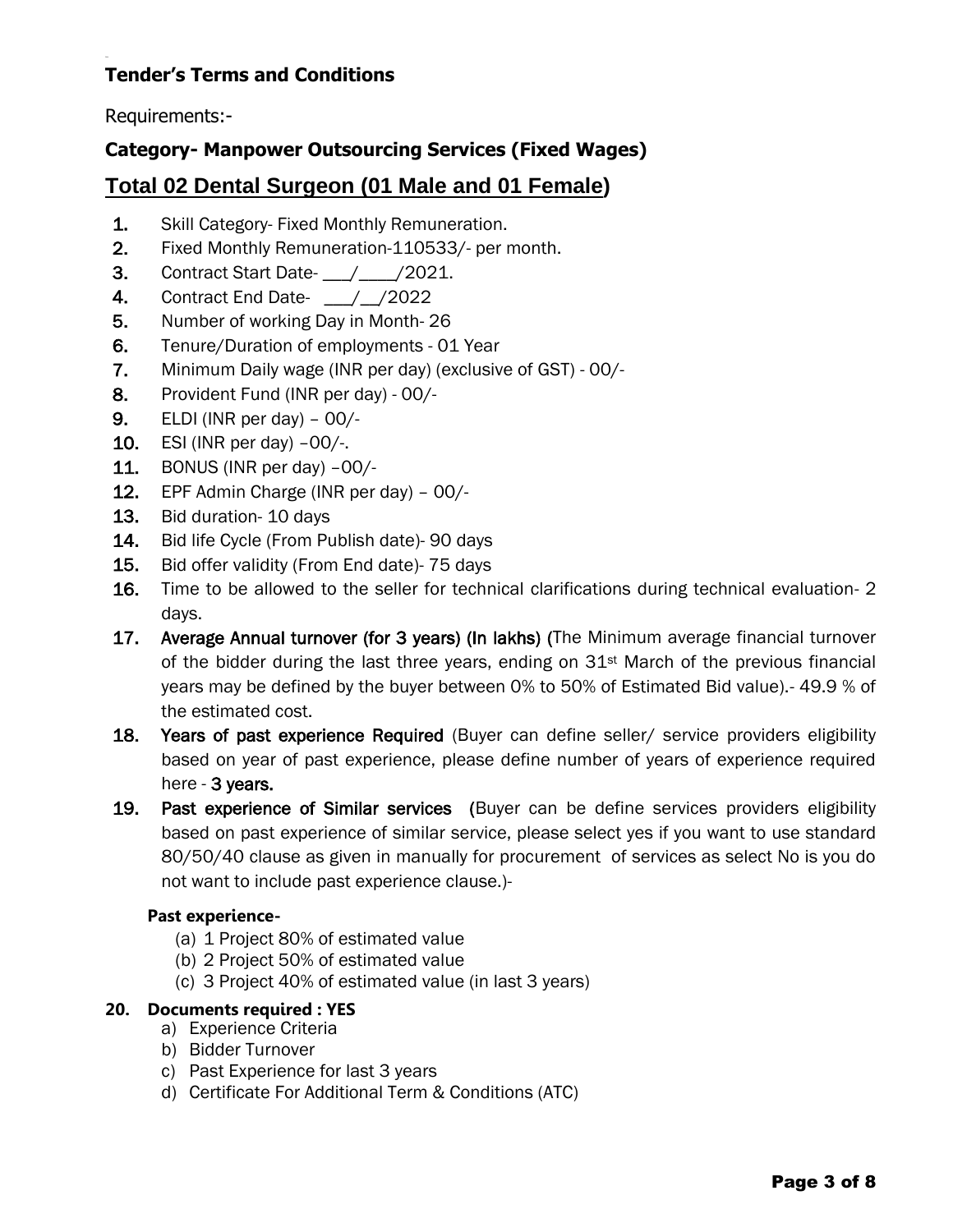**Tender's Terms and Conditions**

Requirements:-

**Category- Manpower Outsourcing Services (Fixed Wages)**

## Total 02 Dental Surgeon (01 Male and 01 Female)

1. Skill Category- Fixed Monthly Remuneration.
2. Fixed Monthly Remuneration-110533/- per month.
3. Contract Start Date- ___/____/2021.
4. Contract End Date- ___/__/2022
5. Number of working Day in Month- 26
6. Tenure/Duration of employments - 01 Year
7. Minimum Daily wage (INR per day) (exclusive of GST) - 00/-
8. Provident Fund (INR per day) - 00/-
9. ELDI (INR per day) – 00/-
10. ESI (INR per day) –00/-.
11. BONUS (INR per day) –00/-
12. EPF Admin Charge (INR per day) – 00/-
13. Bid duration- 10 days
14. Bid life Cycle (From Publish date)- 90 days
15. Bid offer validity (From End date)- 75 days
16. Time to be allowed to the seller for technical clarifications during technical evaluation- 2 days.
17. Average Annual turnover (for 3 years) (In lakhs) (The Minimum average financial turnover of the bidder during the last three years, ending on 31st March of the previous financial years may be defined by the buyer between 0% to 50% of Estimated Bid value).- 49.9 % of the estimated cost.
18. Years of past experience Required (Buyer can define seller/ service providers eligibility based on year of past experience, please define number of years of experience required here - **3 years.**
19. Past experience of Similar services (Buyer can be define services providers eligibility based on past experience of similar service, please select yes if you want to use standard 80/50/40 clause as given in manually for procurement of services as select No is you do not want to include past experience clause.)-

**Past experience-**

(a) 1 Project 80% of estimated value
(b) 2 Project 50% of estimated value
(c) 3 Project 40% of estimated value (in last 3 years)

**20. Documents required : YES**

a) Experience Criteria
b) Bidder Turnover
c) Past Experience for last 3 years
d) Certificate For Additional Term & Conditions (ATC)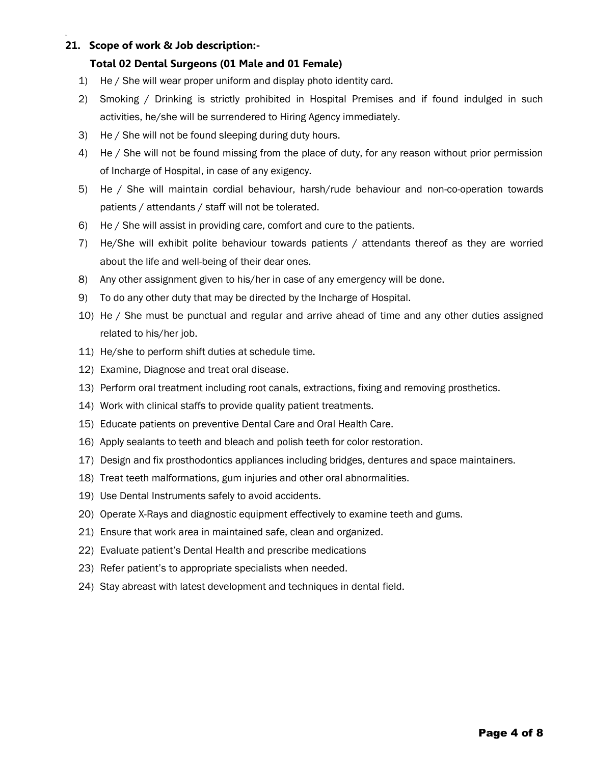## 21. Scope of work & Job description:-

### Total 02 Dental Surgeons (01 Male and 01 Female)

1) He / She will wear proper uniform and display photo identity card.
2) Smoking / Drinking is strictly prohibited in Hospital Premises and if found indulged in such activities, he/she will be surrendered to Hiring Agency immediately.
3) He / She will not be found sleeping during duty hours.
4) He / She will not be found missing from the place of duty, for any reason without prior permission of Incharge of Hospital, in case of any exigency.
5) He / She will maintain cordial behaviour, harsh/rude behaviour and non-co-operation towards patients / attendants / staff will not be tolerated.
6) He / She will assist in providing care, comfort and cure to the patients.
7) He/She will exhibit polite behaviour towards patients / attendants thereof as they are worried about the life and well-being of their dear ones.
8) Any other assignment given to his/her in case of any emergency will be done.
9) To do any other duty that may be directed by the Incharge of Hospital.
10) He / She must be punctual and regular and arrive ahead of time and any other duties assigned related to his/her job.
11) He/she to perform shift duties at schedule time.
12) Examine, Diagnose and treat oral disease.
13) Perform oral treatment including root canals, extractions, fixing and removing prosthetics.
14) Work with clinical staffs to provide quality patient treatments.
15) Educate patients on preventive Dental Care and Oral Health Care.
16) Apply sealants to teeth and bleach and polish teeth for color restoration.
17) Design and fix prosthodontics appliances including bridges, dentures and space maintainers.
18) Treat teeth malformations, gum injuries and other oral abnormalities.
19) Use Dental Instruments safely to avoid accidents.
20) Operate X-Rays and diagnostic equipment effectively to examine teeth and gums.
21) Ensure that work area in maintained safe, clean and organized.
22) Evaluate patient's Dental Health and prescribe medications
23) Refer patient's to appropriate specialists when needed.
24) Stay abreast with latest development and techniques in dental field.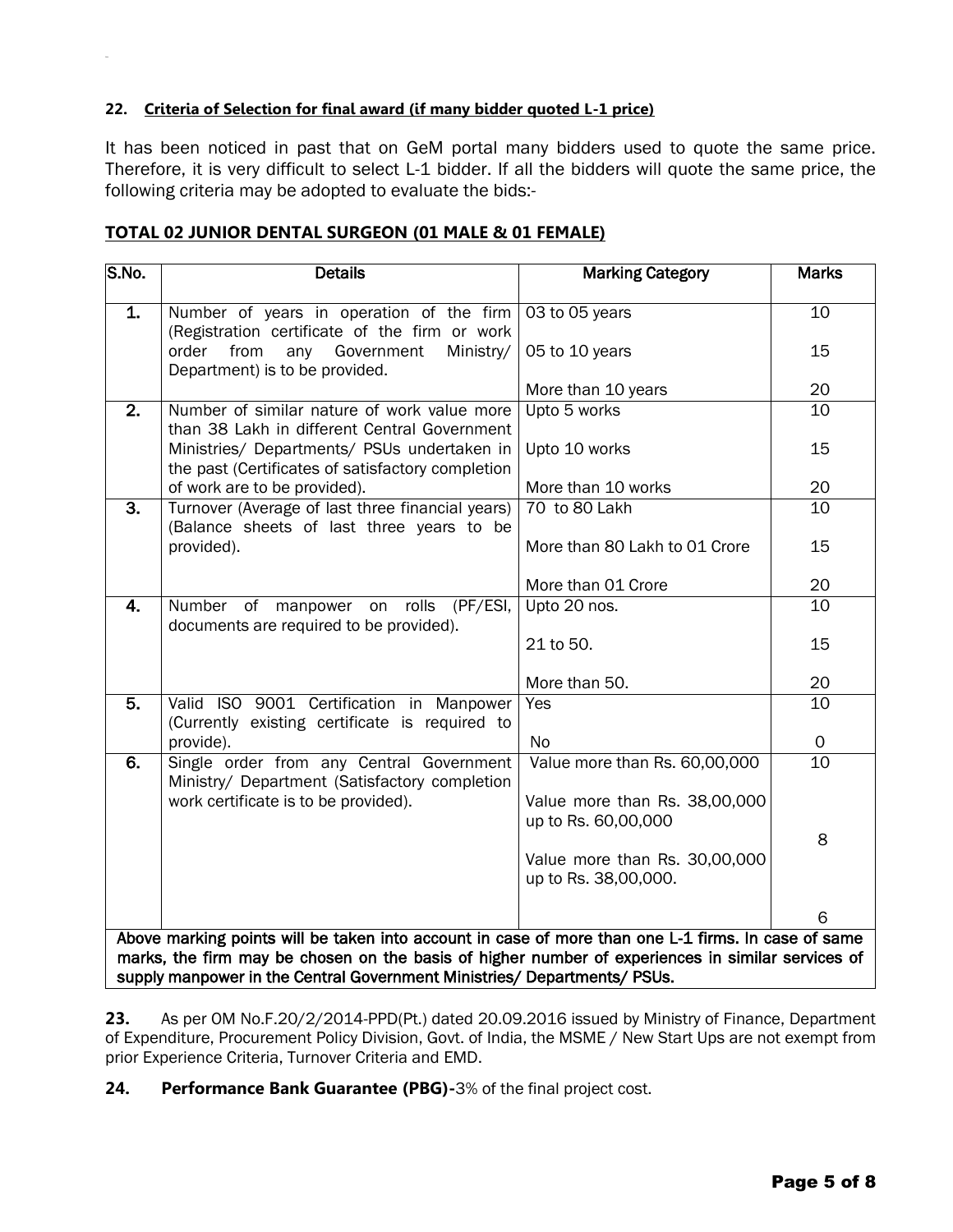**22. Criteria of Selection for final award (if many bidder quoted L-1 price)**

It has been noticed in past that on GeM portal many bidders used to quote the same price. Therefore, it is very difficult to select L-1 bidder. If all the bidders will quote the same price, the following criteria may be adopted to evaluate the bids:-

**TOTAL 02 JUNIOR DENTAL SURGEON (01 MALE & 01 FEMALE)**

| S.No. | Details | Marking Category | Marks |
|---|---|---|---|
| 1. | Number of years in operation of the firm (Registration certificate of the firm or work order from any Government Ministry/ Department) is to be provided. | 03 to 05 years | 10 |
| | | 05 to 10 years | 15 |
| | | More than 10 years | 20 |
| 2. | Number of similar nature of work value more than 38 Lakh in different Central Government Ministries/ Departments/ PSUs undertaken in the past (Certificates of satisfactory completion of work are to be provided). | Upto 5 works | 10 |
| | | Upto 10 works | 15 |
| | | More than 10 works | 20 |
| 3. | Turnover (Average of last three financial years) (Balance sheets of last three years to be provided). | 70 to 80 Lakh | 10 |
| | | More than 80 Lakh to 01 Crore | 15 |
| | | More than 01 Crore | 20 |
| 4. | Number of manpower on rolls (PF/ESI, documents are required to be provided). | Upto 20 nos. | 10 |
| | | 21 to 50. | 15 |
| | | More than 50. | 20 |
| 5. | Valid ISO 9001 Certification in Manpower (Currently existing certificate is required to provide). | Yes | 10 |
| | | No | 0 |
| 6. | Single order from any Central Government Ministry/ Department (Satisfactory completion work certificate is to be provided). | Value more than Rs. 60,00,000 | 10 |
| | | Value more than Rs. 38,00,000 up to Rs. 60,00,000 | 8 |
| | | Value more than Rs. 30,00,000 up to Rs. 38,00,000. | 6 |
| Above marking points will be taken into account in case of more than one L-1 firms. In case of same marks, the firm may be chosen on the basis of higher number of experiences in similar services of supply manpower in the Central Government Ministries/ Departments/ PSUs. | | | |

**23.** As per OM No.F.20/2/2014-PPD(Pt.) dated 20.09.2016 issued by Ministry of Finance, Department of Expenditure, Procurement Policy Division, Govt. of India, the MSME / New Start Ups are not exempt from prior Experience Criteria, Turnover Criteria and EMD.

**24. Performance Bank Guarantee (PBG)-**3% of the final project cost.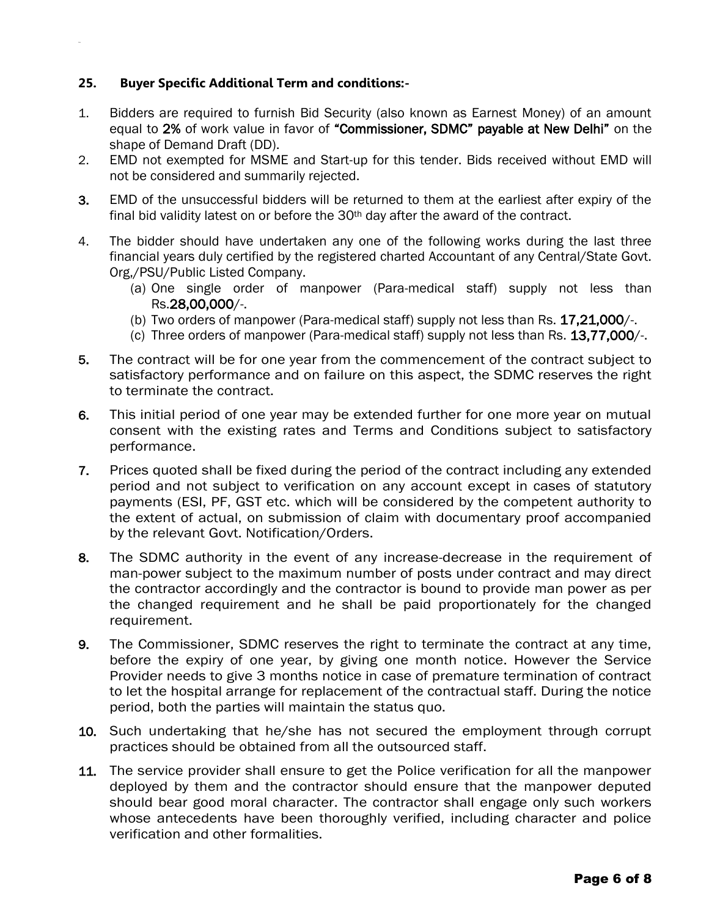## 25. Buyer Specific Additional Term and conditions:-

1. Bidders are required to furnish Bid Security (also known as Earnest Money) of an amount equal to **2%** of work value in favor of **"Commissioner, SDMC" payable at New Delhi"** on the shape of Demand Draft (DD).
2. EMD not exempted for MSME and Start-up for this tender. Bids received without EMD will not be considered and summarily rejected.
3. EMD of the unsuccessful bidders will be returned to them at the earliest after expiry of the final bid validity latest on or before the 30th day after the award of the contract.
4. The bidder should have undertaken any one of the following works during the last three financial years duly certified by the registered charted Accountant of any Central/State Govt. Org,/PSU/Public Listed Company.
   - (a) One single order of manpower (Para-medical staff) supply not less than Rs.**28,00,000**/-.
   - (b) Two orders of manpower (Para-medical staff) supply not less than Rs. **17,21,000**/-.
   - (c) Three orders of manpower (Para-medical staff) supply not less than Rs. **13,77,000**/-.
5. The contract will be for one year from the commencement of the contract subject to satisfactory performance and on failure on this aspect, the SDMC reserves the right to terminate the contract.
6. This initial period of one year may be extended further for one more year on mutual consent with the existing rates and Terms and Conditions subject to satisfactory performance.
7. Prices quoted shall be fixed during the period of the contract including any extended period and not subject to verification on any account except in cases of statutory payments (ESI, PF, GST etc. which will be considered by the competent authority to the extent of actual, on submission of claim with documentary proof accompanied by the relevant Govt. Notification/Orders.
8. The SDMC authority in the event of any increase-decrease in the requirement of man-power subject to the maximum number of posts under contract and may direct the contractor accordingly and the contractor is bound to provide man power as per the changed requirement and he shall be paid proportionately for the changed requirement.
9. The Commissioner, SDMC reserves the right to terminate the contract at any time, before the expiry of one year, by giving one month notice. However the Service Provider needs to give 3 months notice in case of premature termination of contract to let the hospital arrange for replacement of the contractual staff. During the notice period, both the parties will maintain the status quo.
10. Such undertaking that he/she has not secured the employment through corrupt practices should be obtained from all the outsourced staff.
11. The service provider shall ensure to get the Police verification for all the manpower deployed by them and the contractor should ensure that the manpower deputed should bear good moral character. The contractor shall engage only such workers whose antecedents have been thoroughly verified, including character and police verification and other formalities.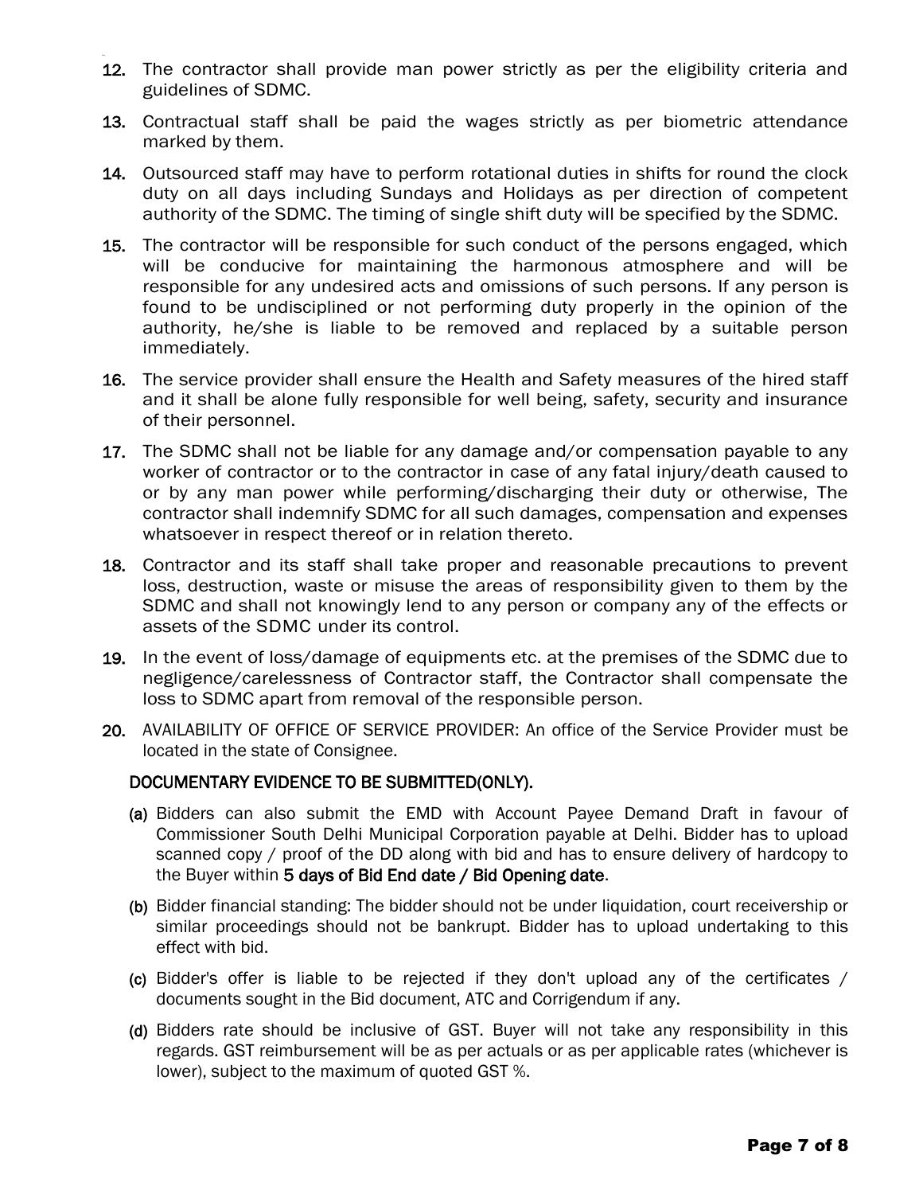12. The contractor shall provide man power strictly as per the eligibility criteria and guidelines of SDMC.

13. Contractual staff shall be paid the wages strictly as per biometric attendance marked by them.

14. Outsourced staff may have to perform rotational duties in shifts for round the clock duty on all days including Sundays and Holidays as per direction of competent authority of the SDMC. The timing of single shift duty will be specified by the SDMC.

15. The contractor will be responsible for such conduct of the persons engaged, which will be conducive for maintaining the harmonous atmosphere and will be responsible for any undesired acts and omissions of such persons. If any person is found to be undisciplined or not performing duty properly in the opinion of the authority, he/she is liable to be removed and replaced by a suitable person immediately.

16. The service provider shall ensure the Health and Safety measures of the hired staff and it shall be alone fully responsible for well being, safety, security and insurance of their personnel.

17. The SDMC shall not be liable for any damage and/or compensation payable to any worker of contractor or to the contractor in case of any fatal injury/death caused to or by any man power while performing/discharging their duty or otherwise, The contractor shall indemnify SDMC for all such damages, compensation and expenses whatsoever in respect thereof or in relation thereto.

18. Contractor and its staff shall take proper and reasonable precautions to prevent loss, destruction, waste or misuse the areas of responsibility given to them by the SDMC and shall not knowingly lend to any person or company any of the effects or assets of the SDMC under its control.

19. In the event of loss/damage of equipments etc. at the premises of the SDMC due to negligence/carelessness of Contractor staff, the Contractor shall compensate the loss to SDMC apart from removal of the responsible person.

20. AVAILABILITY OF OFFICE OF SERVICE PROVIDER: An office of the Service Provider must be located in the state of Consignee.

**DOCUMENTARY EVIDENCE TO BE SUBMITTED(ONLY).**

(a) Bidders can also submit the EMD with Account Payee Demand Draft in favour of Commissioner South Delhi Municipal Corporation payable at Delhi. Bidder has to upload scanned copy / proof of the DD along with bid and has to ensure delivery of hardcopy to the Buyer within **5 days of Bid End date / Bid Opening date**.

(b) Bidder financial standing: The bidder should not be under liquidation, court receivership or similar proceedings should not be bankrupt. Bidder has to upload undertaking to this effect with bid.

(c) Bidder's offer is liable to be rejected if they don't upload any of the certificates / documents sought in the Bid document, ATC and Corrigendum if any.

(d) Bidders rate should be inclusive of GST. Buyer will not take any responsibility in this regards. GST reimbursement will be as per actuals or as per applicable rates (whichever is lower), subject to the maximum of quoted GST %.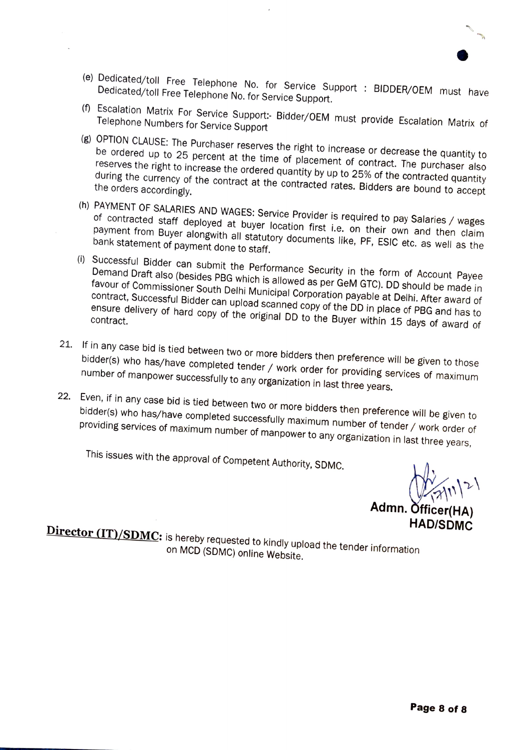(e) Dedicated/toll Free Telephone No. for Service Support : BIDDER/OEM must have Dedicated/toll Free Telephone No. for Service Support.

(f) Escalation Matrix For Service Support:- Bidder/OEM must provide Escalation Matrix of Telephone Numbers for Service Support

(g) OPTION CLAUSE: The Purchaser reserves the right to increase or decrease the quantity to be ordered up to 25 percent at the time of placement of contract. The purchaser also reserves the right to increase the ordered quantity by up to 25% of the contracted quantity during the currency of the contract at the contracted rates. Bidders are bound to accept the orders accordingly.

(h) PAYMENT OF SALARIES AND WAGES: Service Provider is required to pay Salaries / wages of contracted staff deployed at buyer location first i.e. on their own and then claim payment from Buyer alongwith all statutory documents like, PF, ESIC etc. as well as the bank statement of payment done to staff.

(i) Successful Bidder can submit the Performance Security in the form of Account Payee Demand Draft also (besides PBG which is allowed as per GeM GTC). DD should be made in favour of Commissioner South Delhi Municipal Corporation payable at Delhi. After award of contract, Successful Bidder can upload scanned copy of the DD in place of PBG and has to ensure delivery of hard copy of the original DD to the Buyer within 15 days of award of contract.

21. If in any case bid is tied between two or more bidders then preference will be given to those bidder(s) who has/have completed tender / work order for providing services of maximum number of manpower successfully to any organization in last three years.

22. Even, if in any case bid is tied between two or more bidders then preference will be given to bidder(s) who has/have completed successfully maximum number of tender / work order of providing services of maximum number of manpower to any organization in last three years,

This issues with the approval of Competent Authority, SDMC.

17/11/21

**Admn. Officer(HA)**
**HAD/SDMC**

**Director (IT)/SDMC:** is hereby requested to kindly upload the tender information on MCD (SDMC) online Website.